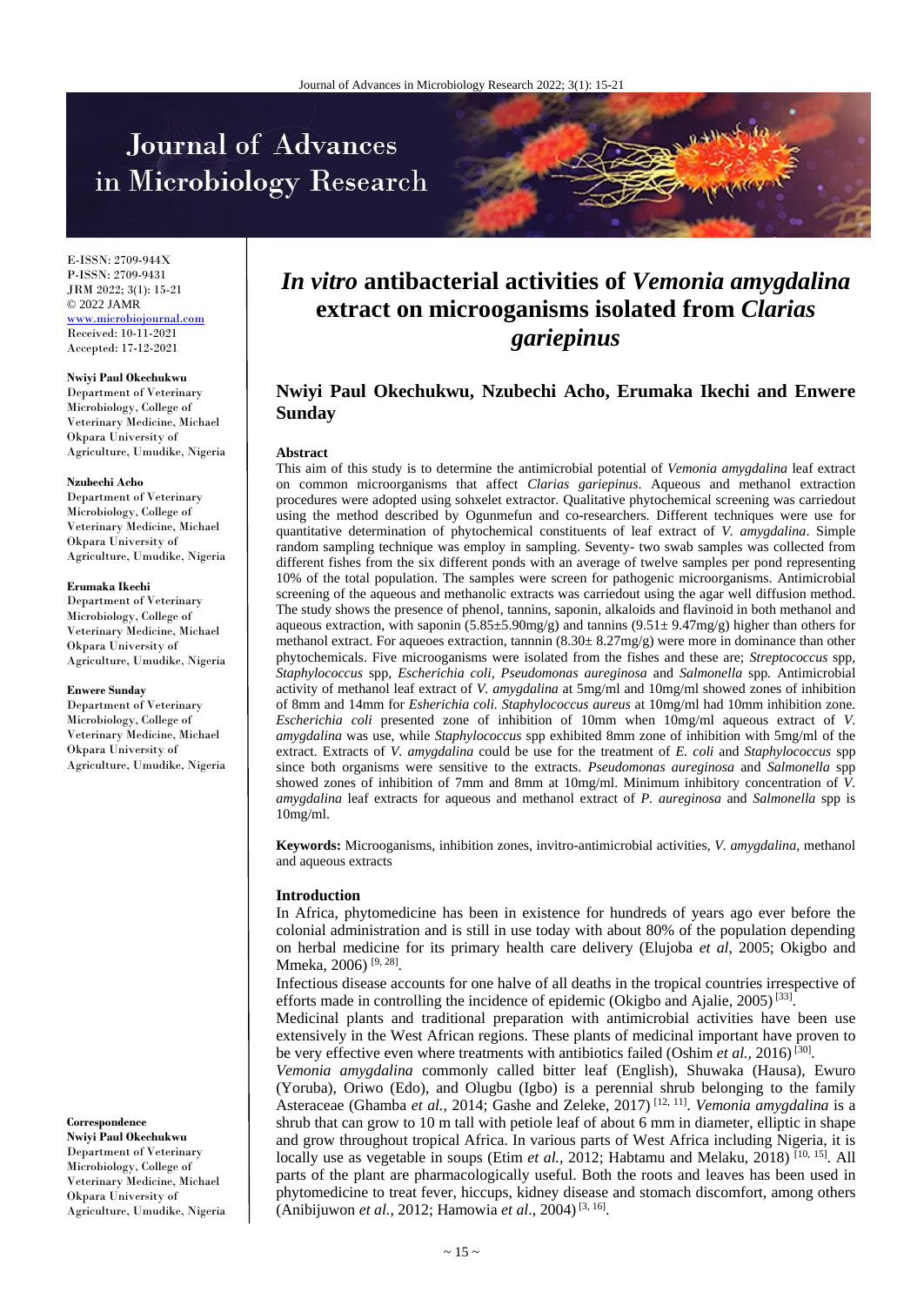# *In vitro* antibacterial activities of *Vemonia amygdalina* extract on microoganisms isolated from *Clarias gariepinus*

**Nwiyi Paul Okechukwu, Nzubechi Acho, Erumaka Ikechi and Enwere Sunday**

E-ISSN: 2709-944X
P-ISSN: 2709-9431
JRM 2022; 3(1): 15-21
© 2022 JAMR
www.microbiojournal.com
Received: 10-11-2021
Accepted: 17-12-2021

**Nwiyi Paul Okechukwu**
Department of Veterinary Microbiology, College of Veterinary Medicine, Michael Okpara University of Agriculture, Umudike, Nigeria

**Nzubechi Acho**
Department of Veterinary Microbiology, College of Veterinary Medicine, Michael Okpara University of Agriculture, Umudike, Nigeria

**Erumaka Ikechi**
Department of Veterinary Microbiology, College of Veterinary Medicine, Michael Okpara University of Agriculture, Umudike, Nigeria

**Enwere Sunday**
Department of Veterinary Microbiology, College of Veterinary Medicine, Michael Okpara University of Agriculture, Umudike, Nigeria

**Correspondence**
**Nwiyi Paul Okechukwu**
Department of Veterinary Microbiology, College of Veterinary Medicine, Michael Okpara University of Agriculture, Umudike, Nigeria

## Abstract

This aim of this study is to determine the antimicrobial potential of *Vemonia amygdalina* leaf extract on common microorganisms that affect *Clarias gariepinus*. Aqueous and methanol extraction procedures were adopted using sohxelet extractor. Qualitative phytochemical screening was carriedout using the method described by Ogunmefun and co-researchers. Different techniques were use for quantitative determination of phytochemical constituents of leaf extract of *V. amygdalina*. Simple random sampling technique was employ in sampling. Seventy- two swab samples was collected from different fishes from the six different ponds with an average of twelve samples per pond representing 10% of the total population. The samples were screen for pathogenic microorganisms. Antimicrobial screening of the aqueous and methanolic extracts was carriedout using the agar well diffusion method. The study shows the presence of phenol, tannins, saponin, alkaloids and flavinoid in both methanol and aqueous extraction, with saponin (5.85±5.90mg/g) and tannins (9.51± 9.47mg/g) higher than others for methanol extract. For aqueoes extraction, tannnin (8.30± 8.27mg/g) were more in dominance than other phytochemicals. Five microoganisms were isolated from the fishes and these are; *Streptococcus* spp, *Staphylococcus* spp, *Escherichia coli, Pseudomonas aureginosa* and *Salmonella* spp. Antimicrobial activity of methanol leaf extract of *V. amygdalina* at 5mg/ml and 10mg/ml showed zones of inhibition of 8mm and 14mm for *Esherichia coli*. *Staphylococcus aureus* at 10mg/ml had 10mm inhibition zone. *Escherichia coli* presented zone of inhibition of 10mm when 10mg/ml aqueous extract of *V. amygdalina* was use, while *Staphylococcus* spp exhibited 8mm zone of inhibition with 5mg/ml of the extract. Extracts of *V. amygdalina* could be use for the treatment of *E. coli* and *Staphylococcus* spp since both organisms were sensitive to the extracts. *Pseudomonas aureginosa* and *Salmonella* spp showed zones of inhibition of 7mm and 8mm at 10mg/ml. Minimum inhibitory concentration of *V. amygdalina* leaf extracts for aqueous and methanol extract of *P. aureginosa* and *Salmonella* spp is 10mg/ml.

**Keywords:** Microoganisms, inhibition zones, invitro-antimicrobial activities, *V. amygdalina*, methanol and aqueous extracts

## Introduction

In Africa, phytomedicine has been in existence for hundreds of years ago ever before the colonial administration and is still in use today with about 80% of the population depending on herbal medicine for its primary health care delivery (Elujoba *et al*, 2005; Okigbo and Mmeka, 2006) [9, 28].

Infectious disease accounts for one halve of all deaths in the tropical countries irrespective of efforts made in controlling the incidence of epidemic (Okigbo and Ajalie, 2005) [33].

Medicinal plants and traditional preparation with antimicrobial activities have been use extensively in the West African regions. These plants of medicinal important have proven to be very effective even where treatments with antibiotics failed (Oshim *et al.*, 2016) [30].

*Vemonia amygdalina* commonly called bitter leaf (English), Shuwaka (Hausa), Ewuro (Yoruba), Oriwo (Edo), and Olugbu (Igbo) is a perennial shrub belonging to the family Asteraceae (Ghamba *et al.,* 2014; Gashe and Zeleke, 2017) [12, 11]. *Vemonia amygdalina* is a shrub that can grow to 10 m tall with petiole leaf of about 6 mm in diameter, elliptic in shape and grow throughout tropical Africa. In various parts of West Africa including Nigeria, it is locally use as vegetable in soups (Etim *et al.,* 2012; Habtamu and Melaku, 2018) [10, 15]. All parts of the plant are pharmacologically useful. Both the roots and leaves has been used in phytomedicine to treat fever, hiccups, kidney disease and stomach discomfort, among others (Anibijuwon *et al.*, 2012; Hamowia *et al*., 2004) [3, 16].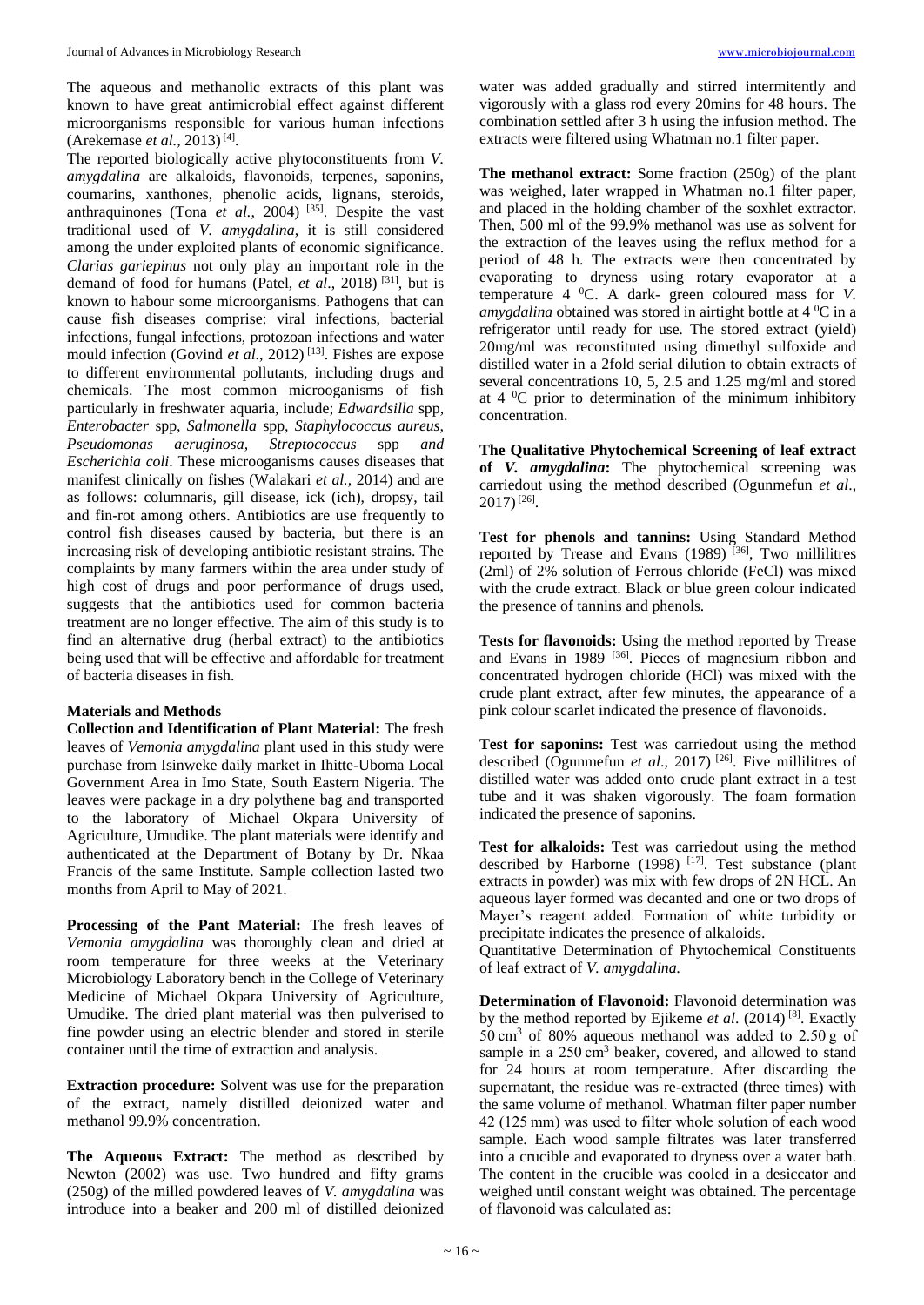The aqueous and methanolic extracts of this plant was known to have great antimicrobial effect against different microorganisms responsible for various human infections (Arekemase *et al.,* 2013) [4].

The reported biologically active phytoconstituents from *V. amygdalina* are alkaloids, flavonoids, terpenes, saponins, coumarins, xanthones, phenolic acids, lignans, steroids, anthraquinones (Tona *et al.,* 2004) [35]. Despite the vast traditional used of *V. amygdalina*, it is still considered among the under exploited plants of economic significance. *Clarias gariepinus* not only play an important role in the demand of food for humans (Patel, *et al*., 2018) [31], but is known to habour some microorganisms. Pathogens that can cause fish diseases comprise: viral infections, bacterial infections, fungal infections, protozoan infections and water mould infection (Govind *et al*., 2012) [13]. Fishes are expose to different environmental pollutants, including drugs and chemicals. The most common microoganisms of fish particularly in freshwater aquaria, include; *Edwardsilla* spp, *Enterobacter* spp, *Salmonella* spp, *Staphylococcus aureus, Pseudomonas aeruginosa, Streptococcus* spp *and Escherichia coli*. These microoganisms causes diseases that manifest clinically on fishes (Walakari *et al.,* 2014) and are as follows: columnaris, gill disease, ick (ich), dropsy, tail and fin-rot among others. Antibiotics are use frequently to control fish diseases caused by bacteria, but there is an increasing risk of developing antibiotic resistant strains. The complaints by many farmers within the area under study of high cost of drugs and poor performance of drugs used, suggests that the antibiotics used for common bacteria treatment are no longer effective. The aim of this study is to find an alternative drug (herbal extract) to the antibiotics being used that will be effective and affordable for treatment of bacteria diseases in fish.

## Materials and Methods

**Collection and Identification of Plant Material:** The fresh leaves of *Vemonia amygdalina* plant used in this study were purchase from Isinweke daily market in Ihitte-Uboma Local Government Area in Imo State, South Eastern Nigeria. The leaves were package in a dry polythene bag and transported to the laboratory of Michael Okpara University of Agriculture, Umudike. The plant materials were identify and authenticated at the Department of Botany by Dr. Nkaa Francis of the same Institute. Sample collection lasted two months from April to May of 2021.

**Processing of the Pant Material:** The fresh leaves of *Vemonia amygdalina* was thoroughly clean and dried at room temperature for three weeks at the Veterinary Microbiology Laboratory bench in the College of Veterinary Medicine of Michael Okpara University of Agriculture, Umudike. The dried plant material was then pulverised to fine powder using an electric blender and stored in sterile container until the time of extraction and analysis.

**Extraction procedure:** Solvent was use for the preparation of the extract, namely distilled deionized water and methanol 99.9% concentration.

**The Aqueous Extract:** The method as described by Newton (2002) was use. Two hundred and fifty grams (250g) of the milled powdered leaves of *V. amygdalina* was introduce into a beaker and 200 ml of distilled deionized water was added gradually and stirred intermitently and vigorously with a glass rod every 20mins for 48 hours. The combination settled after 3 h using the infusion method. The extracts were filtered using Whatman no.1 filter paper.

**The methanol extract:** Some fraction (250g) of the plant was weighed, later wrapped in Whatman no.1 filter paper, and placed in the holding chamber of the soxhlet extractor. Then, 500 ml of the 99.9% methanol was use as solvent for the extraction of the leaves using the reflux method for a period of 48 h. The extracts were then concentrated by evaporating to dryness using rotary evaporator at a temperature 4 $^{0}$C. A dark- green coloured mass for *V. amygdalina* obtained was stored in airtight bottle at 4 $^{0}$C in a refrigerator until ready for use. The stored extract (yield) 20mg/ml was reconstituted using dimethyl sulfoxide and distilled water in a 2fold serial dilution to obtain extracts of several concentrations 10, 5, 2.5 and 1.25 mg/ml and stored at 4 $^{0}$C prior to determination of the minimum inhibitory concentration.

**The Qualitative Phytochemical Screening of leaf extract of *V. amygdalina*:** The phytochemical screening was carriedout using the method described (Ogunmefun *et al*., 2017) [26].

**Test for phenols and tannins:** Using Standard Method reported by Trease and Evans (1989) [36], Two millilitres (2ml) of 2% solution of Ferrous chloride (FeCl) was mixed with the crude extract. Black or blue green colour indicated the presence of tannins and phenols.

**Tests for flavonoids:** Using the method reported by Trease and Evans in 1989 [36]. Pieces of magnesium ribbon and concentrated hydrogen chloride (HCl) was mixed with the crude plant extract, after few minutes, the appearance of a pink colour scarlet indicated the presence of flavonoids.

**Test for saponins:** Test was carriedout using the method described (Ogunmefun *et al*., 2017) [26]. Five millilitres of distilled water was added onto crude plant extract in a test tube and it was shaken vigorously. The foam formation indicated the presence of saponins.

**Test for alkaloids:** Test was carriedout using the method described by Harborne (1998) [17]. Test substance (plant extracts in powder) was mix with few drops of 2N HCL. An aqueous layer formed was decanted and one or two drops of Mayer's reagent added. Formation of white turbidity or precipitate indicates the presence of alkaloids.

Quantitative Determination of Phytochemical Constituents of leaf extract of *V. amygdalina.*

**Determination of Flavonoid:** Flavonoid determination was by the method reported by Ejikeme *et al*. (2014) [8]. Exactly 50 $cm^3$ of 80% aqueous methanol was added to 2.50 g of sample in a 250 $cm^3$ beaker, covered, and allowed to stand for 24 hours at room temperature. After discarding the supernatant, the residue was re-extracted (three times) with the same volume of methanol. Whatman filter paper number 42 (125 mm) was used to filter whole solution of each wood sample. Each wood sample filtrates was later transferred into a crucible and evaporated to dryness over a water bath. The content in the crucible was cooled in a desiccator and weighed until constant weight was obtained. The percentage of flavonoid was calculated as: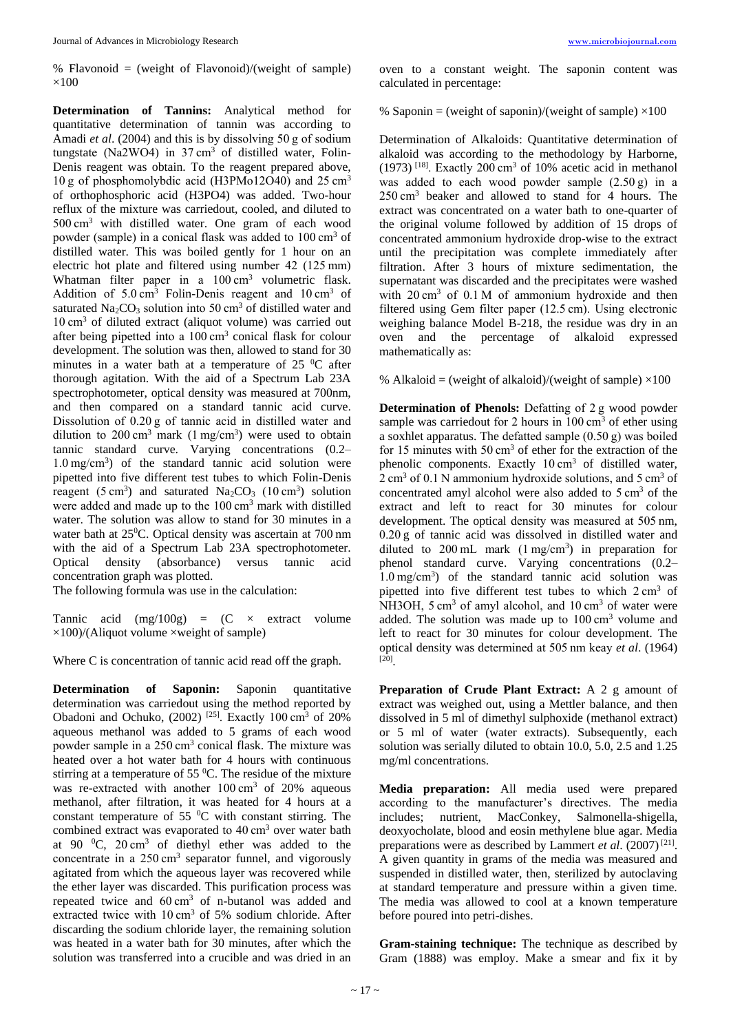% Flavonoid = (weight of Flavonoid)/(weight of sample) ×100

**Determination of Tannins:** Analytical method for quantitative determination of tannin was according to Amadi *et al*. (2004) and this is by dissolving 50 g of sodium tungstate (Na2WO4) in 37 $cm^3$ of distilled water, Folin-Denis reagent was obtain. To the reagent prepared above, 10 g of phosphomolybdic acid (H3PMo12O40) and 25 $cm^3$ of orthophosphoric acid (H3PO4) was added. Two-hour reflux of the mixture was carriedout, cooled, and diluted to 500 $cm^3$ with distilled water. One gram of each wood powder (sample) in a conical flask was added to 100 $cm^3$ of distilled water. This was boiled gently for 1 hour on an electric hot plate and filtered using number 42 (125 mm) Whatman filter paper in a 100 $cm^3$ volumetric flask. Addition of 5.0 $cm^3$ Folin-Denis reagent and 10 $cm^3$ of saturated $Na_2CO_3$ solution into 50 $cm^3$ of distilled water and 10 $cm^3$ of diluted extract (aliquot volume) was carried out after being pipetted into a 100 $cm^3$ conical flask for colour development. The solution was then, allowed to stand for 30 minutes in a water bath at a temperature of 25 $^0$C after thorough agitation. With the aid of a Spectrum Lab 23A spectrophotometer, optical density was measured at 700nm, and then compared on a standard tannic acid curve. Dissolution of 0.20 g of tannic acid in distilled water and dilution to 200 $cm^3$ mark (1 mg/$cm^3$) were used to obtain tannic standard curve. Varying concentrations (0.2–1.0 mg/$cm^3$) of the standard tannic acid solution were pipetted into five different test tubes to which Folin-Denis reagent (5 $cm^3$) and saturated $Na_2CO_3$ (10 $cm^3$) solution were added and made up to the 100 $cm^3$ mark with distilled water. The solution was allow to stand for 30 minutes in a water bath at 25$^0$C. Optical density was ascertain at 700 nm with the aid of a Spectrum Lab 23A spectrophotometer. Optical density (absorbance) versus tannic acid concentration graph was plotted.

The following formula was use in the calculation:

Tannic acid (mg/100g) = (C × extract volume ×100)/(Aliquot volume ×weight of sample)

Where C is concentration of tannic acid read off the graph.

**Determination of Saponin:** Saponin quantitative determination was carriedout using the method reported by Obadoni and Ochuko, (2002) [25]. Exactly 100 $cm^3$ of 20% aqueous methanol was added to 5 grams of each wood powder sample in a 250 $cm^3$ conical flask. The mixture was heated over a hot water bath for 4 hours with continuous stirring at a temperature of 55 $^0$C. The residue of the mixture was re-extracted with another 100 $cm^3$ of 20% aqueous methanol, after filtration, it was heated for 4 hours at a constant temperature of 55 $^0$C with constant stirring. The combined extract was evaporated to 40 $cm^3$ over water bath at 90 $^0$C, 20 $cm^3$ of diethyl ether was added to the concentrate in a 250 $cm^3$ separator funnel, and vigorously agitated from which the aqueous layer was recovered while the ether layer was discarded. This purification process was repeated twice and 60 $cm^3$ of n-butanol was added and extracted twice with 10 $cm^3$ of 5% sodium chloride. After discarding the sodium chloride layer, the remaining solution was heated in a water bath for 30 minutes, after which the solution was transferred into a crucible and was dried in an oven to a constant weight. The saponin content was calculated in percentage:

% Saponin = (weight of saponin)/(weight of sample) ×100

Determination of Alkaloids: Quantitative determination of alkaloid was according to the methodology by Harborne, (1973) [18]. Exactly 200 $cm^3$ of 10% acetic acid in methanol was added to each wood powder sample (2.50 g) in a 250 $cm^3$ beaker and allowed to stand for 4 hours. The extract was concentrated on a water bath to one-quarter of the original volume followed by addition of 15 drops of concentrated ammonium hydroxide drop-wise to the extract until the precipitation was complete immediately after filtration. After 3 hours of mixture sedimentation, the supernatant was discarded and the precipitates were washed with 20 $cm^3$ of 0.1 M of ammonium hydroxide and then filtered using Gem filter paper (12.5 cm). Using electronic weighing balance Model B-218, the residue was dry in an oven and the percentage of alkaloid expressed mathematically as:

% Alkaloid = (weight of alkaloid)/(weight of sample) ×100

**Determination of Phenols:** Defatting of 2 g wood powder sample was carriedout for 2 hours in 100 $cm^3$ of ether using a soxhlet apparatus. The defatted sample (0.50 g) was boiled for 15 minutes with 50 $cm^3$ of ether for the extraction of the phenolic components. Exactly 10 $cm^3$ of distilled water, 2 $cm^3$ of 0.1 N ammonium hydroxide solutions, and 5 $cm^3$ of concentrated amyl alcohol were also added to 5 $cm^3$ of the extract and left to react for 30 minutes for colour development. The optical density was measured at 505 nm, 0.20 g of tannic acid was dissolved in distilled water and diluted to 200 mL mark (1 mg/$cm^3$) in preparation for phenol standard curve. Varying concentrations (0.2–1.0 mg/$cm^3$) of the standard tannic acid solution was pipetted into five different test tubes to which 2 $cm^3$ of NH3OH, 5 $cm^3$ of amyl alcohol, and 10 $cm^3$ of water were added. The solution was made up to 100 $cm^3$ volume and left to react for 30 minutes for colour development. The optical density was determined at 505 nm keay *et al*. (1964) [20].

**Preparation of Crude Plant Extract:** A 2 g amount of extract was weighed out, using a Mettler balance, and then dissolved in 5 ml of dimethyl sulphoxide (methanol extract) or 5 ml of water (water extracts). Subsequently, each solution was serially diluted to obtain 10.0, 5.0, 2.5 and 1.25 mg/ml concentrations.

**Media preparation:** All media used were prepared according to the manufacturer's directives. The media includes; nutrient, MacConkey, Salmonella-shigella, deoxyocholate, blood and eosin methylene blue agar. Media preparations were as described by Lammert *et al*. (2007) [21]. A given quantity in grams of the media was measured and suspended in distilled water, then, sterilized by autoclaving at standard temperature and pressure within a given time. The media was allowed to cool at a known temperature before poured into petri-dishes.

**Gram-staining technique:** The technique as described by Gram (1888) was employ. Make a smear and fix it by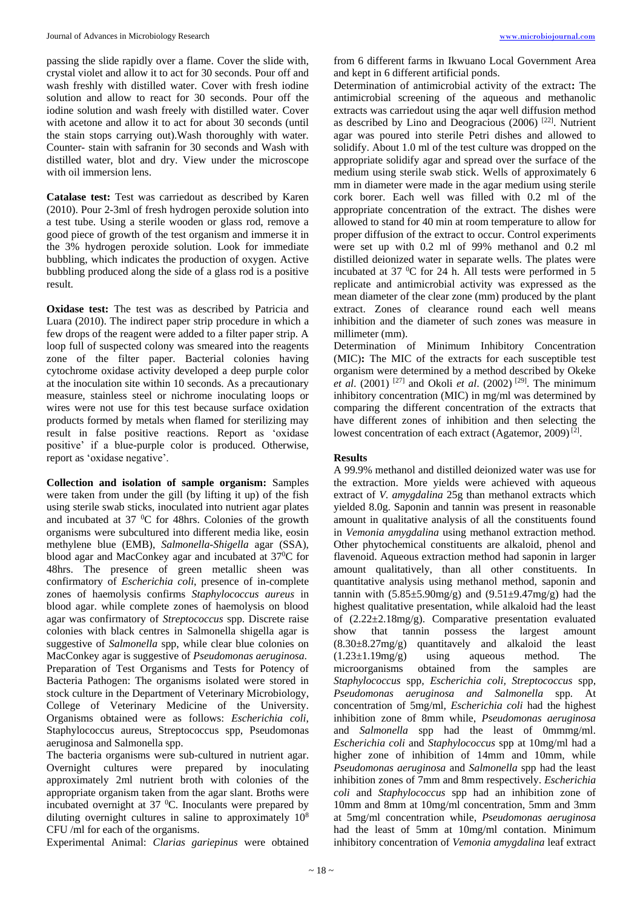passing the slide rapidly over a flame. Cover the slide with, crystal violet and allow it to act for 30 seconds. Pour off and wash freshly with distilled water. Cover with fresh iodine solution and allow to react for 30 seconds. Pour off the iodine solution and wash freely with distilled water. Cover with acetone and allow it to act for about 30 seconds (until the stain stops carrying out).Wash thoroughly with water. Counter- stain with safranin for 30 seconds and Wash with distilled water, blot and dry. View under the microscope with oil immersion lens.

**Catalase test:** Test was carriedout as described by Karen (2010). Pour 2-3ml of fresh hydrogen peroxide solution into a test tube. Using a sterile wooden or glass rod, remove a good piece of growth of the test organism and immerse it in the 3% hydrogen peroxide solution. Look for immediate bubbling, which indicates the production of oxygen. Active bubbling produced along the side of a glass rod is a positive result.

**Oxidase test:** The test was as described by Patricia and Luara (2010). The indirect paper strip procedure in which a few drops of the reagent were added to a filter paper strip. A loop full of suspected colony was smeared into the reagents zone of the filter paper. Bacterial colonies having cytochrome oxidase activity developed a deep purple color at the inoculation site within 10 seconds. As a precautionary measure, stainless steel or nichrome inoculating loops or wires were not use for this test because surface oxidation products formed by metals when flamed for sterilizing may result in false positive reactions. Report as 'oxidase positive' if a blue-purple color is produced. Otherwise, report as 'oxidase negative'.

**Collection and isolation of sample organism:** Samples were taken from under the gill (by lifting it up) of the fish using sterile swab sticks, inoculated into nutrient agar plates and incubated at 37 $^0$C for 48hrs. Colonies of the growth organisms were subcultured into different media like, eosin methylene blue (EMB), *Salmonella*-*Shigella* agar (SSA), blood agar and MacConkey agar and incubated at 37$^0$C for 48hrs. The presence of green metallic sheen was confirmatory of *Escherichia coli*, presence of in-complete zones of haemolysis confirms *Staphylococcus aureus* in blood agar. while complete zones of haemolysis on blood agar was confirmatory of *Streptococcus* spp. Discrete raise colonies with black centres in Salmonella shigella agar is suggestive of *Salmonella* spp, while clear blue colonies on MacConkey agar is suggestive of *Pseudomonas aeruginosa.*
Preparation of Test Organisms and Tests for Potency of Bacteria Pathogen: The organisms isolated were stored in stock culture in the Department of Veterinary Microbiology, College of Veterinary Medicine of the University. Organisms obtained were as follows: *Escherichia coli,* Staphylococcus aureus, Streptococcus spp, Pseudomonas aeruginosa and Salmonella spp.

The bacteria organisms were sub-cultured in nutrient agar. Overnight cultures were prepared by inoculating approximately 2ml nutrient broth with colonies of the appropriate organism taken from the agar slant. Broths were incubated overnight at 37 $^0$C. Inoculants were prepared by diluting overnight cultures in saline to approximately $10^8$ CFU /ml for each of the organisms.

Experimental Animal: *Clarias gariepinus* were obtained from 6 different farms in Ikwuano Local Government Area and kept in 6 different artificial ponds.

Determination of antimicrobial activity of the extract**:** The antimicrobial screening of the aqueous and methanolic extracts was carriedout using the aqar well diffusion method as described by Lino and Deogracious (2006) [22]. Nutrient agar was poured into sterile Petri dishes and allowed to solidify. About 1.0 ml of the test culture was dropped on the appropriate solidify agar and spread over the surface of the medium using sterile swab stick. Wells of approximately 6 mm in diameter were made in the agar medium using sterile cork borer. Each well was filled with 0.2 ml of the appropriate concentration of the extract. The dishes were allowed to stand for 40 min at room temperature to allow for proper diffusion of the extract to occur. Control experiments were set up with 0.2 ml of 99% methanol and 0.2 ml distilled deionized water in separate wells. The plates were incubated at 37 $^0$C for 24 h. All tests were performed in 5 replicate and antimicrobial activity was expressed as the mean diameter of the clear zone (mm) produced by the plant extract. Zones of clearance round each well means inhibition and the diameter of such zones was measure in millimeter (mm).

Determination of Minimum Inhibitory Concentration (MIC)**:** The MIC of the extracts for each susceptible test organism were determined by a method described by Okeke *et al*. (2001) [27] and Okoli *et al*. (2002) [29]. The minimum inhibitory concentration (MIC) in mg/ml was determined by comparing the different concentration of the extracts that have different zones of inhibition and then selecting the lowest concentration of each extract (Agatemor, 2009) [2].

## Results

A 99.9% methanol and distilled deionized water was use for the extraction. More yields were achieved with aqueous extract of *V. amygdalina* 25g than methanol extracts which yielded 8.0g. Saponin and tannin was present in reasonable amount in qualitative analysis of all the constituents found in *Vemonia amygdalina* using methanol extraction method. Other phytochemical constituents are alkaloid, phenol and flavenoid. Aqueous extraction method had saponin in larger amount qualitatively, than all other constituents. In quantitative analysis using methanol method, saponin and tannin with (5.85±5.90mg/g) and (9.51±9.47mg/g) had the highest qualitative presentation, while alkaloid had the least of (2.22±2.18mg/g). Comparative presentation evaluated show that tannin possess the largest amount (8.30±8.27mg/g) quantitatively and alkaloid the least (1.23±1.19mg/g) using aqueous method. The microorganisms obtained from the samples are *Staphylococcus* spp, *Escherichia coli, Streptococcus* spp, *Pseudomonas aeruginosa and Salmonella* spp. At concentration of 5mg/ml, *Escherichia coli* had the highest inhibition zone of 8mm while, *Pseudomonas aeruginosa* and *Salmonella* spp had the least of 0mmmg/ml. *Escherichia coli* and *Staphylococcus* spp at 10mg/ml had a higher zone of inhibition of 14mm and 10mm, while *Pseudomonas aeruginosa* and *Salmonella* spp had the least inhibition zones of 7mm and 8mm respectively. *Escherichia coli* and *Staphylococcus* spp had an inhibition zone of 10mm and 8mm at 10mg/ml concentration, 5mm and 3mm at 5mg/ml concentration while, *Pseudomonas aeruginosa* had the least of 5mm at 10mg/ml contation. Minimum inhibitory concentration of *Vemonia amygdalina* leaf extract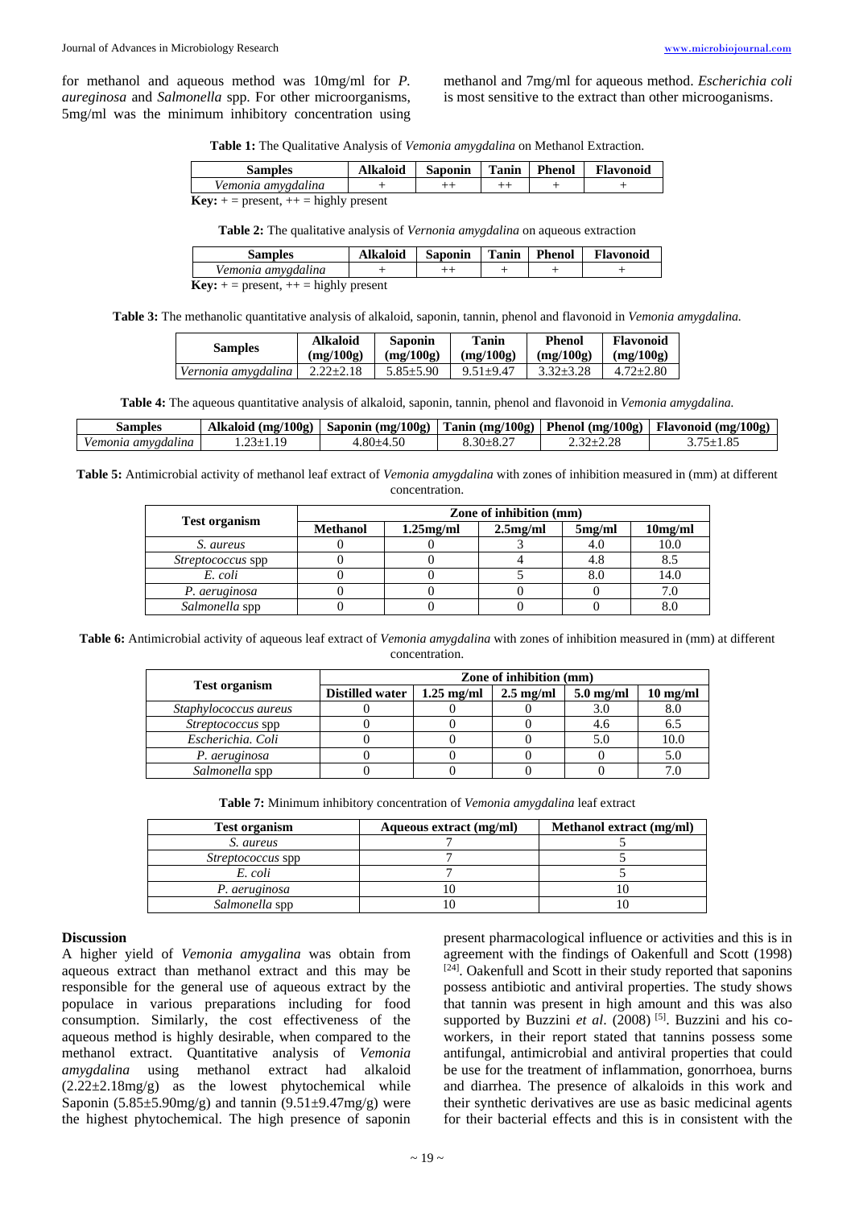for methanol and aqueous method was 10mg/ml for *P. aureginosa* and *Salmonella* spp. For other microorganisms, 5mg/ml was the minimum inhibitory concentration using methanol and 7mg/ml for aqueous method. *Escherichia coli* is most sensitive to the extract than other microoganisms.

**Table 1:** The Qualitative Analysis of *Vemonia amygdalina* on Methanol Extraction.

| Samples | Alkaloid | Saponin | Tanin | Phenol | Flavonoid |
|---|---|---|---|---|---|
| *Vemonia amygdalina* | + | ++ | ++ | + | + |

**Key:** + = present, ++ = highly present

**Table 2:** The qualitative analysis of *Vernonia amygdalina* on aqueous extraction

| Samples | Alkaloid | Saponin | Tanin | Phenol | Flavonoid |
|---|---|---|---|---|---|
| *Vemonia amygdalina* | + | ++ | + | + | + |

**Key:** + = present, ++ = highly present

**Table 3:** The methanolic quantitative analysis of alkaloid, saponin, tannin, phenol and flavonoid in *Vemonia amygdalina.*

| Samples | Alkaloid (mg/100g) | Saponin (mg/100g) | Tanin (mg/100g) | Phenol (mg/100g) | Flavonoid (mg/100g) |
|---|---|---|---|---|---|
| *Vernonia amygdalina* | 2.22±2.18 | 5.85±5.90 | 9.51±9.47 | 3.32±3.28 | 4.72±2.80 |

**Table 4:** The aqueous quantitative analysis of alkaloid, saponin, tannin, phenol and flavonoid in *Vemonia amygdalina.*

| Samples | Alkaloid (mg/100g) | Saponin (mg/100g) | Tanin (mg/100g) | Phenol (mg/100g) | Flavonoid (mg/100g) |
|---|---|---|---|---|---|
| *Vemonia amygdalina* | 1.23±1.19 | 4.80±4.50 | 8.30±8.27 | 2.32±2.28 | 3.75±1.85 |

**Table 5:** Antimicrobial activity of methanol leaf extract of *Vemonia amygdalina* with zones of inhibition measured in (mm) at different concentration.

| Test organism | Zone of inhibition (mm) | | | | |
|---|---|---|---|---|---|
| | Methanol | 1.25mg/ml | 2.5mg/ml | 5mg/ml | 10mg/ml |
| *S. aureus* | 0 | 0 | 3 | 4.0 | 10.0 |
| *Streptococcus* spp | 0 | 0 | 4 | 4.8 | 8.5 |
| *E. coli* | 0 | 0 | 5 | 8.0 | 14.0 |
| *P. aeruginosa* | 0 | 0 | 0 | 0 | 7.0 |
| *Salmonella* spp | 0 | 0 | 0 | 0 | 8.0 |

**Table 6:** Antimicrobial activity of aqueous leaf extract of *Vemonia amygdalina* with zones of inhibition measured in (mm) at different concentration.

| Test organism | Zone of inhibition (mm) | | | | |
|---|---|---|---|---|---|
| | Distilled water | 1.25 mg/ml | 2.5 mg/ml | 5.0 mg/ml | 10 mg/ml |
| *Staphylococcus aureus* | 0 | 0 | 0 | 3.0 | 8.0 |
| *Streptococcus* spp | 0 | 0 | 0 | 4.6 | 6.5 |
| *Escherichia. Coli* | 0 | 0 | 0 | 5.0 | 10.0 |
| *P. aeruginosa* | 0 | 0 | 0 | 0 | 5.0 |
| *Salmonella* spp | 0 | 0 | 0 | 0 | 7.0 |

**Table 7:** Minimum inhibitory concentration of *Vemonia amygdalina* leaf extract

| Test organism | Aqueous extract (mg/ml) | Methanol extract (mg/ml) |
|---|---|---|
| *S. aureus* | 7 | 5 |
| *Streptococcus* spp | 7 | 5 |
| *E. coli* | 7 | 5 |
| *P. aeruginosa* | 10 | 10 |
| *Salmonella* spp | 10 | 10 |

## Discussion

A higher yield of *Vemonia amygalina* was obtain from aqueous extract than methanol extract and this may be responsible for the general use of aqueous extract by the populace in various preparations including for food consumption. Similarly, the cost effectiveness of the aqueous method is highly desirable, when compared to the methanol extract. Quantitative analysis of *Vemonia amygdalina* using methanol extract had alkaloid (2.22±2.18mg/g) as the lowest phytochemical while Saponin (5.85±5.90mg/g) and tannin (9.51±9.47mg/g) were the highest phytochemical. The high presence of saponin present pharmacological influence or activities and this is in agreement with the findings of Oakenfull and Scott (1998) [24]. Oakenfull and Scott in their study reported that saponins possess antibiotic and antiviral properties. The study shows that tannin was present in high amount and this was also supported by Buzzini *et al*. (2008) [5]. Buzzini and his co-workers, in their report stated that tannins possess some antifungal, antimicrobial and antiviral properties that could be use for the treatment of inflammation, gonorrhoea, burns and diarrhea. The presence of alkaloids in this work and their synthetic derivatives are use as basic medicinal agents for their bacterial effects and this is in consistent with the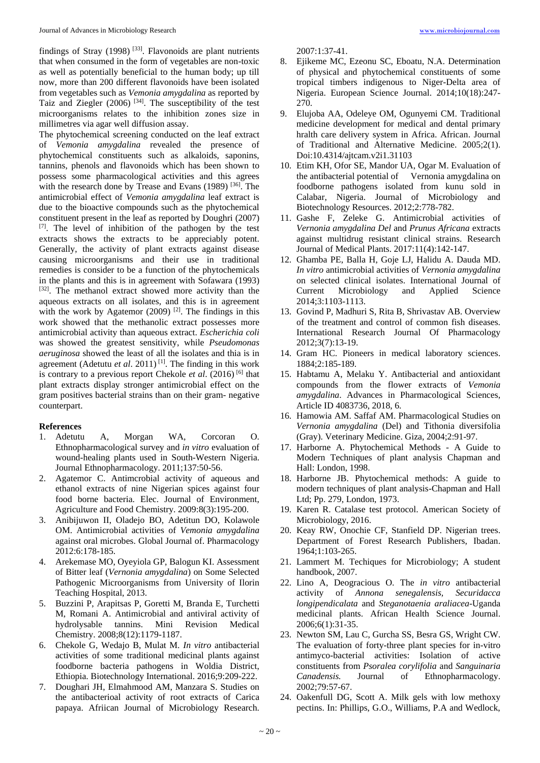findings of Stray (1998) [33]. Flavonoids are plant nutrients that when consumed in the form of vegetables are non-toxic as well as potentially beneficial to the human body; up till now, more than 200 different flavonoids have been isolated from vegetables such as *Vemonia amygdalina* as reported by Taiz and Ziegler (2006) [34]. The susceptibility of the test microorganisms relates to the inhibition zones size in millimetres via agar well diffusion assay.

The phytochemical screening conducted on the leaf extract of *Vemonia amygdalina* revealed the presence of phytochemical constituents such as alkaloids, saponins, tannins, phenols and flavonoids which has been shown to possess some pharmacological activities and this agrees with the research done by Trease and Evans (1989) [36]. The antimicrobial effect of *Vemonia amygdalina* leaf extract is due to the bioactive compounds such as the phytochemical constituent present in the leaf as reported by Doughri (2007) [7]. The level of inhibition of the pathogen by the test extracts shows the extracts to be appreciably potent. Generally, the activity of plant extracts against disease causing microorganisms and their use in traditional remedies is consider to be a function of the phytochemicals in the plants and this is in agreement with Sofawara (1993) [32]. The methanol extract showed more activity than the aqueous extracts on all isolates, and this is in agreement with the work by Agatemor (2009) [2]. The findings in this work showed that the methanolic extract possesses more antimicrobial activity than aqueous extract. *Escherichia coli* was showed the greatest sensitivity, while *Pseudomonas aeruginosa* showed the least of all the isolates and thia is in agreement (Adetutu *et al*. 2011) [1]. The finding in this work is contrary to a previous report Chekole *et al*. (2016) [6] that plant extracts display stronger antimicrobial effect on the gram positives bacterial strains than on their gram- negative counterpart.

## References

1. Adetutu A, Morgan WA, Corcoran O. Ethnopharmacological survey and *in vitro* evaluation of wound-healing plants used in South-Western Nigeria. Journal Ethnopharmacology. 2011;137:50-56.
2. Agatemor C. Antimcrobial activity of aqueous and ethanol extracts of nine Nigerian spices against four food borne bacteria. Elec. Journal of Environment, Agriculture and Food Chemistry. 2009:8(3):195-200.
3. Anibijuwon II, Oladejo BO, Adetitun DO, Kolawole OM. Antimicrobial activities of *Vemonia amygdalina* against oral microbes. Global Journal of. Pharmacology 2012:6:178-185.
4. Arekemase MO, Oyeyiola GP, Balogun KI. Assessment of Bitter leaf (*Vernonia amygdalina*) on Some Selected Pathogenic Microorganisms from University of Ilorin Teaching Hospital, 2013.
5. Buzzini P, Arapitsas P, Goretti M, Branda E, Turchetti M, Romani A. Antimicrobial and antiviral activity of hydrolysable tannins. Mini Revision Medical Chemistry. 2008;8(12):1179-1187.
6. Chekole G, Wedajo B, Mulat M. *In vitro* antibacterial activities of some traditional medicinal plants against foodborne bacteria pathogens in Woldia District, Ethiopia. Biotechnology International. 2016;9:209-222.
7. Doughari JH, Elmahmood AM, Manzara S. Studies on the antibacterioal activity of root extracts of Carica papaya. Afriican Journal of Microbiology Research. 2007:1:37-41.
8. Ejikeme MC, Ezeonu SC, Eboatu, N.A. Determination of physical and phytochemical constituents of some tropical timbers indigenous to Niger-Delta area of Nigeria. European Science Journal. 2014;10(18):247-270.
9. Elujoba AA, Odeleye OM, Ogunyemi CM. Traditional medicine development for medical and dental primary hralth care delivery system in Africa. African. Journal of Traditional and Alternative Medicine. 2005;2(1). Doi:10.4314/ajtcam.v2i1.31103
10. Etim KH, Ofor SE, Mandor UA, Ogar M. Evaluation of the antibacterial potential of Vernonia amygdalina on foodborne pathogens isolated from kunu sold in Calabar, Nigeria. Journal of Microbiology and Biotechnology Resources. 2012;2:778-782.
11. Gashe F, Zeleke G. Antimicrobial activities of *Vernonia amygdalina Del* and *Prunus Africana* extracts against multidrug resistant clinical strains. Research Journal of Medical Plants. 2017:11(4):142-147.
12. Ghamba PE, Balla H, Goje LJ, Halidu A. Dauda MD. *In vitro* antimicrobial activities of *Vernonia amygdalina* on selected clinical isolates. International Journal of Current Microbiology and Applied Science 2014;3:1103-1113.
13. Govind P, Madhuri S, Rita B, Shrivastav AB. Overview of the treatment and control of common fish diseases. International Research Journal Of Pharmacology 2012;3(7):13-19.
14. Gram HC. Pioneers in medical laboratory sciences. 1884;2:185-189.
15. Habtamu A, Melaku Y. Antibacterial and antioxidant compounds from the flower extracts of *Vemonia amygdalina*. Advances in Pharmacological Sciences, Article ID 4083736, 2018, 6.
16. Hamowia AM. Saffaf AM. Pharmacological Studies on *Vernonia amygdalina* (Del) and Tithonia diversifolia (Gray). Veterinary Medicine. Giza, 2004;2:91-97.
17. Harborne A. Phytochemical Methods - A Guide to Modern Techniques of plant analysis Chapman and Hall: London, 1998.
18. Harborne JB. Phytochemical methods: A guide to modern techniques of plant analysis-Chapman and Hall Ltd; Pp. 279, London, 1973.
19. Karen R. Catalase test protocol. American Society of Microbiology, 2016.
20. Keay RW, Onochie CF, Stanfield DP. Nigerian trees. Department of Forest Research Publishers, Ibadan. 1964;1:103-265.
21. Lammert M. Techiques for Microbiology; A student handbook, 2007.
22. Lino A, Deogracious O. The *in vitro* antibacterial activity of *Annona senegalensis*, *Securidacca longipendicalata* and *Steganotaenia araliacea*-Uganda medicinal plants. African Health Science Journal. 2006;6(1):31-35.
23. Newton SM, Lau C, Gurcha SS, Besra GS, Wright CW. The evaluation of forty-three plant species for in-vitro antimyco-bacterial activities: Isolation of active constituents from *Psoralea corylifolia* and *Sanguinaria Canadensis.* Journal of Ethnopharmacology. 2002;79:57-67.
24. Oakenfull DG, Scott A. Milk gels with low methoxy pectins. In: Phillips, G.O., Williams, P.A and Wedlock,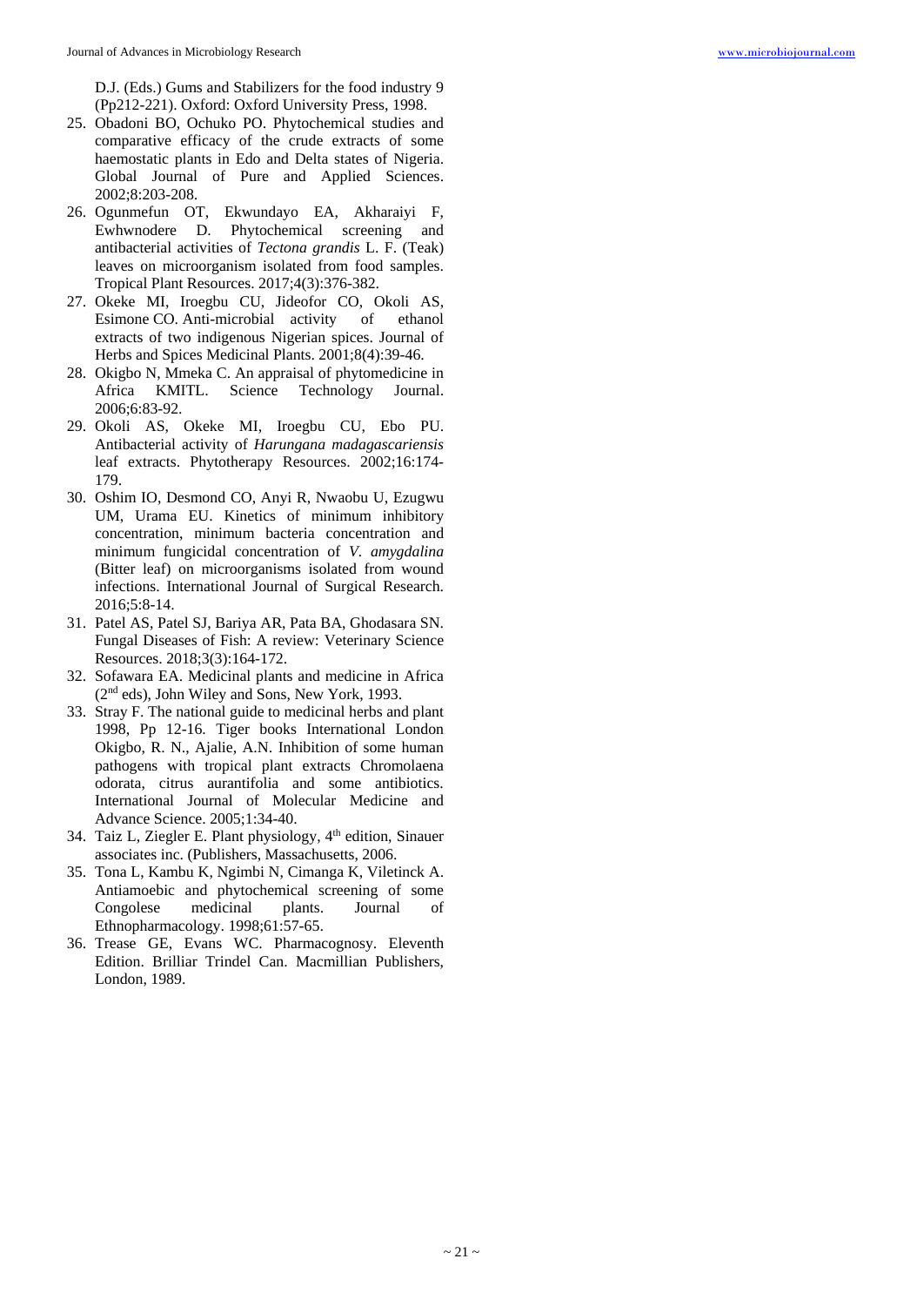D.J. (Eds.) Gums and Stabilizers for the food industry 9 (Pp212-221). Oxford: Oxford University Press, 1998.

25. Obadoni BO, Ochuko PO. Phytochemical studies and comparative efficacy of the crude extracts of some haemostatic plants in Edo and Delta states of Nigeria. Global Journal of Pure and Applied Sciences. 2002;8:203-208.
26. Ogunmefun OT, Ekwundayo EA, Akharaiyi F, Ewhwnodere D. Phytochemical screening and antibacterial activities of *Tectona grandis* L. F. (Teak) leaves on microorganism isolated from food samples. Tropical Plant Resources. 2017;4(3):376-382.
27. Okeke MI, Iroegbu CU, Jideofor CO, Okoli AS, Esimone CO. Anti-microbial activity of ethanol extracts of two indigenous Nigerian spices. Journal of Herbs and Spices Medicinal Plants. 2001;8(4):39-46.
28. Okigbo N, Mmeka C. An appraisal of phytomedicine in Africa KMITL. Science Technology Journal. 2006;6:83-92.
29. Okoli AS, Okeke MI, Iroegbu CU, Ebo PU. Antibacterial activity of *Harungana madagascariensis* leaf extracts. Phytotherapy Resources. 2002;16:174-179.
30. Oshim IO, Desmond CO, Anyi R, Nwaobu U, Ezugwu UM, Urama EU. Kinetics of minimum inhibitory concentration, minimum bacteria concentration and minimum fungicidal concentration of *V. amygdalina* (Bitter leaf) on microorganisms isolated from wound infections. International Journal of Surgical Research. 2016;5:8-14.
31. Patel AS, Patel SJ, Bariya AR, Pata BA, Ghodasara SN. Fungal Diseases of Fish: A review: Veterinary Science Resources. 2018;3(3):164-172.
32. Sofawara EA. Medicinal plants and medicine in Africa (2nd eds), John Wiley and Sons, New York, 1993.
33. Stray F. The national guide to medicinal herbs and plant 1998, Pp 12-16. Tiger books International London Okigbo, R. N., Ajalie, A.N. Inhibition of some human pathogens with tropical plant extracts Chromolaena odorata, citrus aurantifolia and some antibiotics. International Journal of Molecular Medicine and Advance Science. 2005;1:34-40.
34. Taiz L, Ziegler E. Plant physiology, 4th edition, Sinauer associates inc. (Publishers, Massachusetts, 2006.
35. Tona L, Kambu K, Ngimbi N, Cimanga K, Viletinck A. Antiamoebic and phytochemical screening of some Congolese medicinal plants. Journal of Ethnopharmacology. 1998;61:57-65.
36. Trease GE, Evans WC. Pharmacognosy. Eleventh Edition. Brilliar Trindel Can. Macmillian Publishers, London, 1989.